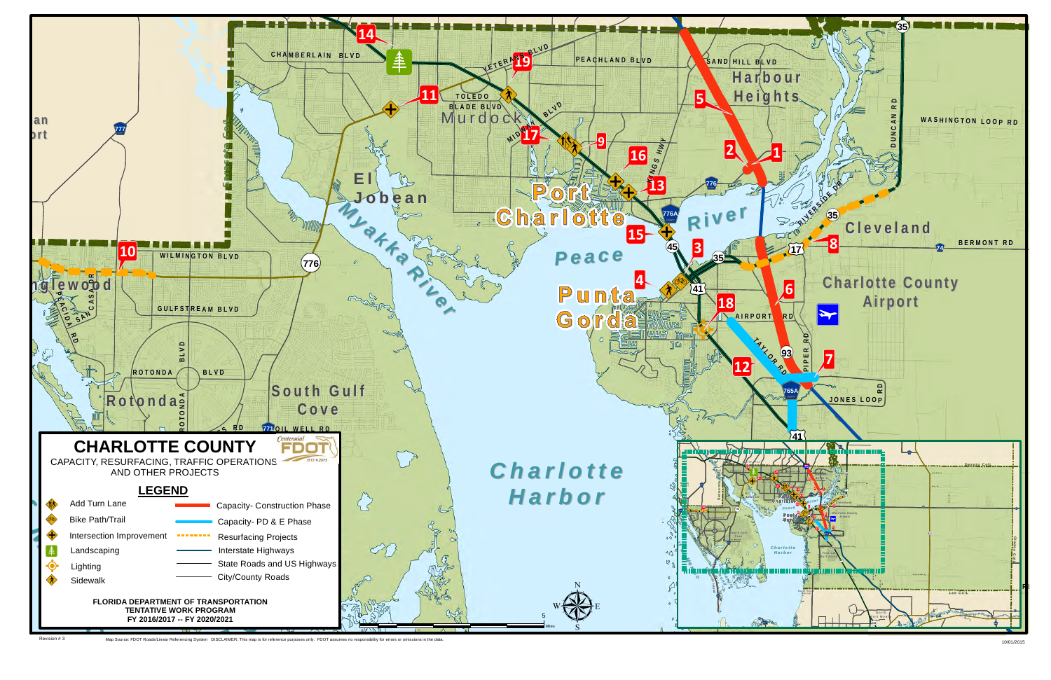# CHARLOTTE COUNTY

CAPACITY, RESURFACING, TRAFFIC OPERATIONS AND OTHER PROJECTS

## LEGEND

- Add Turn Lane
- Bike Path/Trail
- Intersection Improvement
- Landscaping
- Lighting
- Sidewalk
- Capacity- Construction Phase
- Capacity- PD & E Phase
- Resurfacing Projects
- Interstate Highways
- State Roads and US Highways
- City/County Roads

**FLORIDA DEPARTMENT OF TRANSPORTATION**
**TENTATIVE WORK PROGRAM**
**FY 2016/2017 -- FY 2020/2021**

Centennial FDOT 1915 ★ 2015

Revision # 3

Map Source: FDOT Roads/Linear Referencing System DISCLAIMER: This map is for reference purposes only. FDOT assumes no responsibility for errors or omissions in the data.

10/01/2015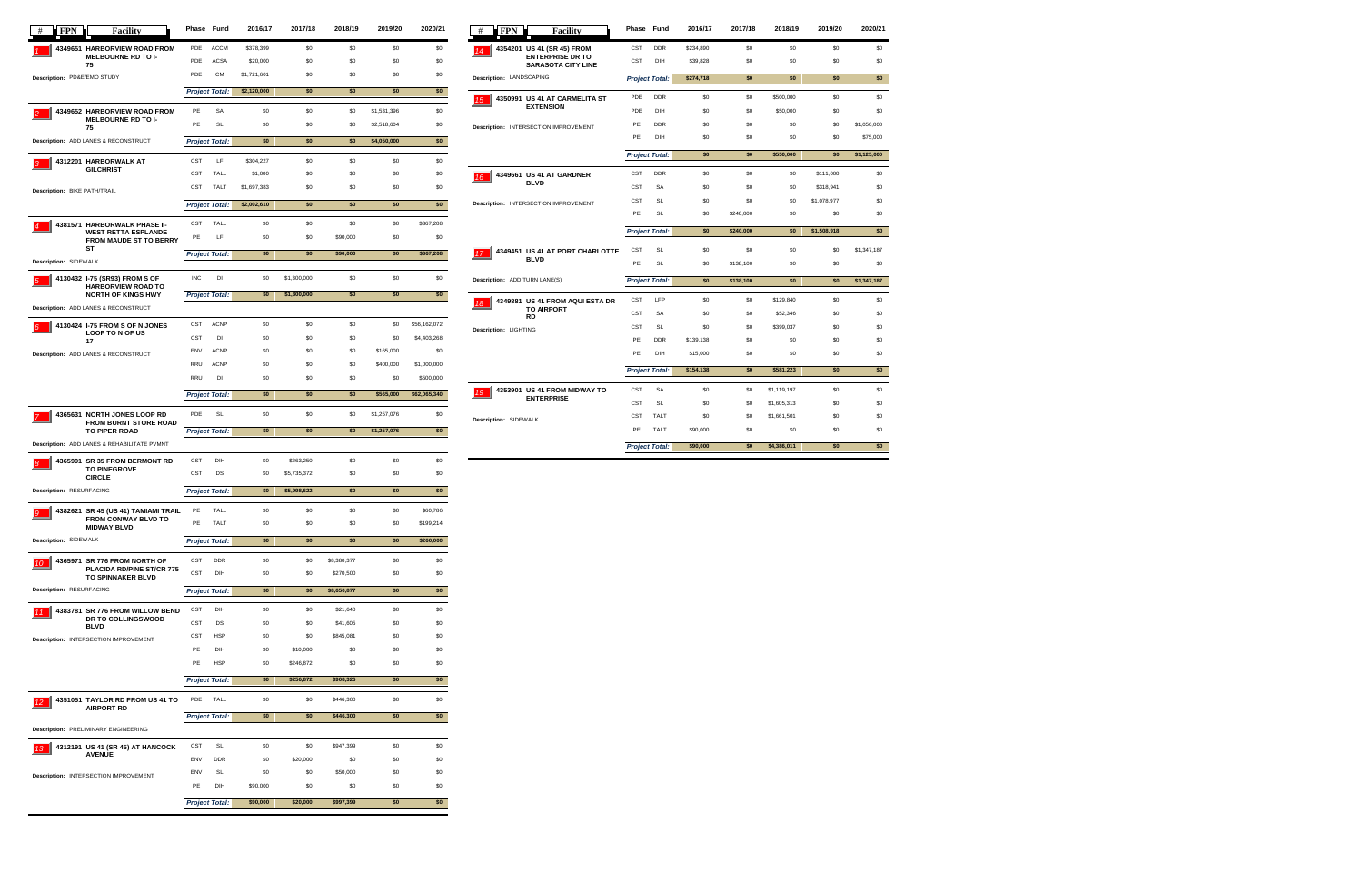| # | FPN | Facility | Phase | Fund | 2016/17 | 2017/18 | 2018/19 | 2019/20 | 2020/21 |
|---|---|---|---|---|---|---|---|---|---|
| 1 | 4349651 | HARBORVIEW ROAD FROM MELBOURNE RD TO I-75 | PDE | ACCM | $378,399 | $0 | $0 | $0 | $0 |
| | | | PDE | ACSA | $20,000 | $0 | $0 | $0 | $0 |
| | | | PDE | CM | $1,721,601 | $0 | $0 | $0 | $0 |
| | | Description: PD&E/EMO STUDY | *Project Total:* | | $2,120,000 | $0 | $0 | $0 | $0 |
| 2 | 4349652 | HARBORVIEW ROAD FROM MELBOURNE RD TO I-75 | PE | SA | $0 | $0 | $0 | $1,531,396 | $0 |
| | | | PE | SL | $0 | $0 | $0 | $2,518,604 | $0 |
| | | Description: ADD LANES & RECONSTRUCT | *Project Total:* | | $0 | $0 | $0 | $4,050,000 | $0 |
| 3 | 4312201 | HARBORWALK AT GILCHRIST | CST | LF | $304,227 | $0 | $0 | $0 | $0 |
| | | | CST | TALL | $1,000 | $0 | $0 | $0 | $0 |
| | | Description: BIKE PATH/TRAIL | CST | TALT | $1,697,383 | $0 | $0 | $0 | $0 |
| | | | *Project Total:* | | $2,002,610 | $0 | $0 | $0 | $0 |
| 4 | 4381571 | HARBORWALK PHASE II-WEST RETTA ESPLANDE FROM MAUDE ST TO BERRY ST | CST | TALL | $0 | $0 | $0 | $0 | $367,208 |
| | | | PE | LF | $0 | $0 | $90,000 | $0 | $0 |
| | | Description: SIDEWALK | *Project Total:* | | $0 | $0 | $90,000 | $0 | $367,208 |
| 5 | 4130432 | I-75 (SR93) FROM S OF HARBORVIEW ROAD TO NORTH OF KINGS HWY | INC | DI | $0 | $1,300,000 | $0 | $0 | $0 |
| | | Description: ADD LANES & RECONSTRUCT | *Project Total:* | | $0 | $1,300,000 | $0 | $0 | $0 |
| 6 | 4130424 | I-75 FROM S OF N JONES LOOP TO N OF US 17 | CST | ACNP | $0 | $0 | $0 | $0 | $56,162,072 |
| | | | CST | DI | $0 | $0 | $0 | $0 | $4,403,268 |
| | | Description: ADD LANES & RECONSTRUCT | ENV | ACNP | $0 | $0 | $0 | $165,000 | $0 |
| | | | RRU | ACNP | $0 | $0 | $0 | $400,000 | $1,000,000 |
| | | | RRU | DI | $0 | $0 | $0 | $0 | $500,000 |
| | | | *Project Total:* | | $0 | $0 | $0 | $565,000 | $62,065,340 |
| 7 | 4365631 | NORTH JONES LOOP RD FROM BURNT STORE ROAD TO PIPER ROAD | PDE | SL | $0 | $0 | $0 | $1,257,076 | $0 |
| | | Description: ADD LANES & REHABILITATE PVMNT | *Project Total:* | | $0 | $0 | $0 | $1,257,076 | $0 |
| 8 | 4365991 | SR 35 FROM BERMONT RD TO PINEGROVE CIRCLE | CST | DIH | $0 | $263,250 | $0 | $0 | $0 |
| | | | CST | DS | $0 | $5,735,372 | $0 | $0 | $0 |
| | | Description: RESURFACING | *Project Total:* | | $0 | $5,998,622 | $0 | $0 | $0 |
| 9 | 4382621 | SR 45 (US 41) TAMIAMI TRAIL FROM CONWAY BLVD TO MIDWAY BLVD | PE | TALL | $0 | $0 | $0 | $0 | $60,786 |
| | | | PE | TALT | $0 | $0 | $0 | $0 | $199,214 |
| | | Description: SIDEWALK | *Project Total:* | | $0 | $0 | $0 | $0 | $260,000 |
| 10 | 4365971 | SR 776 FROM NORTH OF PLACIDA RD/PINE ST/CR 775 TO SPINNAKER BLVD | CST | DDR | $0 | $0 | $8,380,377 | $0 | $0 |
| | | | CST | DIH | $0 | $0 | $270,500 | $0 | $0 |
| | | Description: RESURFACING | *Project Total:* | | $0 | $0 | $8,650,877 | $0 | $0 |
| 11 | 4383781 | SR 776 FROM WILLOW BEND DR TO COLLINGSWOOD BLVD | CST | DIH | $0 | $0 | $21,640 | $0 | $0 |
| | | | CST | DS | $0 | $0 | $41,605 | $0 | $0 |
| | | Description: INTERSECTION IMPROVEMENT | CST | HSP | $0 | $0 | $845,081 | $0 | $0 |
| | | | PE | DIH | $0 | $10,000 | $0 | $0 | $0 |
| | | | PE | HSP | $0 | $246,872 | $0 | $0 | $0 |
| | | | *Project Total:* | | $0 | $256,872 | $908,326 | $0 | $0 |
| 12 | 4351051 | TAYLOR RD FROM US 41 TO AIRPORT RD | PDE | TALL | $0 | $0 | $446,300 | $0 | $0 |
| | | Description: PRELIMINARY ENGINEERING | *Project Total:* | | $0 | $0 | $446,300 | $0 | $0 |
| 13 | 4312191 | US 41 (SR 45) AT HANCOCK AVENUE | CST | SL | $0 | $0 | $947,399 | $0 | $0 |
| | | | ENV | DDR | $0 | $20,000 | $0 | $0 | $0 |
| | | Description: INTERSECTION IMPROVEMENT | ENV | SL | $0 | $0 | $50,000 | $0 | $0 |
| | | | PE | DIH | $90,000 | $0 | $0 | $0 | $0 |
| | | | *Project Total:* | | $90,000 | $20,000 | $997,399 | $0 | $0 |
| 14 | 4354201 | US 41 (SR 45) FROM ENTERPRISE DR TO SARASOTA CITY LINE | CST | DDR | $234,890 | $0 | $0 | $0 | $0 |
| | | | CST | DIH | $39,828 | $0 | $0 | $0 | $0 |
| | | Description: LANDSCAPING | *Project Total:* | | $274,718 | $0 | $0 | $0 | $0 |
| 15 | 4350991 | US 41 AT CARMELITA ST EXTENSION | PDE | DDR | $0 | $0 | $500,000 | $0 | $0 |
| | | | PDE | DIH | $0 | $0 | $50,000 | $0 | $0 |
| | | Description: INTERSECTION IMPROVEMENT | PE | DDR | $0 | $0 | $0 | $0 | $1,050,000 |
| | | | PE | DIH | $0 | $0 | $0 | $0 | $75,000 |
| | | | *Project Total:* | | $0 | $0 | $550,000 | $0 | $1,125,000 |
| 16 | 4349661 | US 41 AT GARDNER BLVD | CST | DDR | $0 | $0 | $0 | $111,000 | $0 |
| | | | CST | SA | $0 | $0 | $0 | $318,941 | $0 |
| | | Description: INTERSECTION IMPROVEMENT | CST | SL | $0 | $0 | $0 | $1,078,977 | $0 |
| | | | PE | SL | $0 | $240,000 | $0 | $0 | $0 |
| | | | *Project Total:* | | $0 | $240,000 | $0 | $1,508,918 | $0 |
| 17 | 4349451 | US 41 AT PORT CHARLOTTE BLVD | CST | SL | $0 | $0 | $0 | $0 | $1,347,187 |
| | | | PE | SL | $0 | $138,100 | $0 | $0 | $0 |
| | | Description: ADD TURN LANE(S) | *Project Total:* | | $0 | $138,100 | $0 | $0 | $1,347,187 |
| 18 | 4349881 | US 41 FROM AQUI ESTA DR TO AIRPORT RD | CST | LFP | $0 | $0 | $129,840 | $0 | $0 |
| | | | CST | SA | $0 | $0 | $52,346 | $0 | $0 |
| | | Description: LIGHTING | CST | SL | $0 | $0 | $399,037 | $0 | $0 |
| | | | PE | DDR | $139,138 | $0 | $0 | $0 | $0 |
| | | | PE | DIH | $15,000 | $0 | $0 | $0 | $0 |
| | | | *Project Total:* | | $154,138 | $0 | $581,223 | $0 | $0 |
| 19 | 4353901 | US 41 FROM MIDWAY TO ENTERPRISE | CST | SA | $0 | $0 | $1,119,197 | $0 | $0 |
| | | | CST | SL | $0 | $0 | $1,605,313 | $0 | $0 |
| | | Description: SIDEWALK | CST | TALT | $0 | $0 | $1,661,501 | $0 | $0 |
| | | | PE | TALT | $90,000 | $0 | $0 | $0 | $0 |
| | | | *Project Total:* | | $90,000 | $0 | $4,386,011 | $0 | $0 |